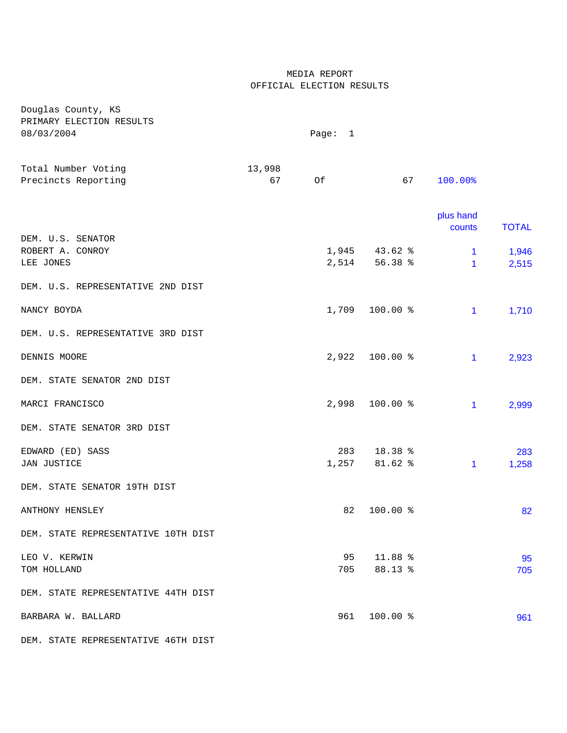MEDIA REPORT
OFFICIAL ELECTION RESULTS

Douglas County, KS
PRIMARY ELECTION RESULTS
08/03/2004

| | | | | | |
|---|---|---|---|---|---|
| Total Number Voting | 13,998 | | | | |
| Precincts Reporting | 67 | Of | 67 | 100.00% | |

| | Votes | Percent | plus hand counts | TOTAL |
|---|---|---|---|---|
| **DEM. U.S. SENATOR** | | | | |
| ROBERT A. CONROY | 1,945 | 43.62 % | 1 | 1,946 |
| LEE JONES | 2,514 | 56.38 % | 1 | 2,515 |
| **DEM. U.S. REPRESENTATIVE 2ND DIST** | | | | |
| NANCY BOYDA | 1,709 | 100.00 % | 1 | 1,710 |
| **DEM. U.S. REPRESENTATIVE 3RD DIST** | | | | |
| DENNIS MOORE | 2,922 | 100.00 % | 1 | 2,923 |
| **DEM. STATE SENATOR 2ND DIST** | | | | |
| MARCI FRANCISCO | 2,998 | 100.00 % | 1 | 2,999 |
| **DEM. STATE SENATOR 3RD DIST** | | | | |
| EDWARD (ED) SASS | 283 | 18.38 % | | 283 |
| JAN JUSTICE | 1,257 | 81.62 % | 1 | 1,258 |
| **DEM. STATE SENATOR 19TH DIST** | | | | |
| ANTHONY HENSLEY | 82 | 100.00 % | | 82 |
| **DEM. STATE REPRESENTATIVE 10TH DIST** | | | | |
| LEO V. KERWIN | 95 | 11.88 % | | 95 |
| TOM HOLLAND | 705 | 88.13 % | | 705 |
| **DEM. STATE REPRESENTATIVE 44TH DIST** | | | | |
| BARBARA W. BALLARD | 961 | 100.00 % | | 961 |
| **DEM. STATE REPRESENTATIVE 46TH DIST** | | | | |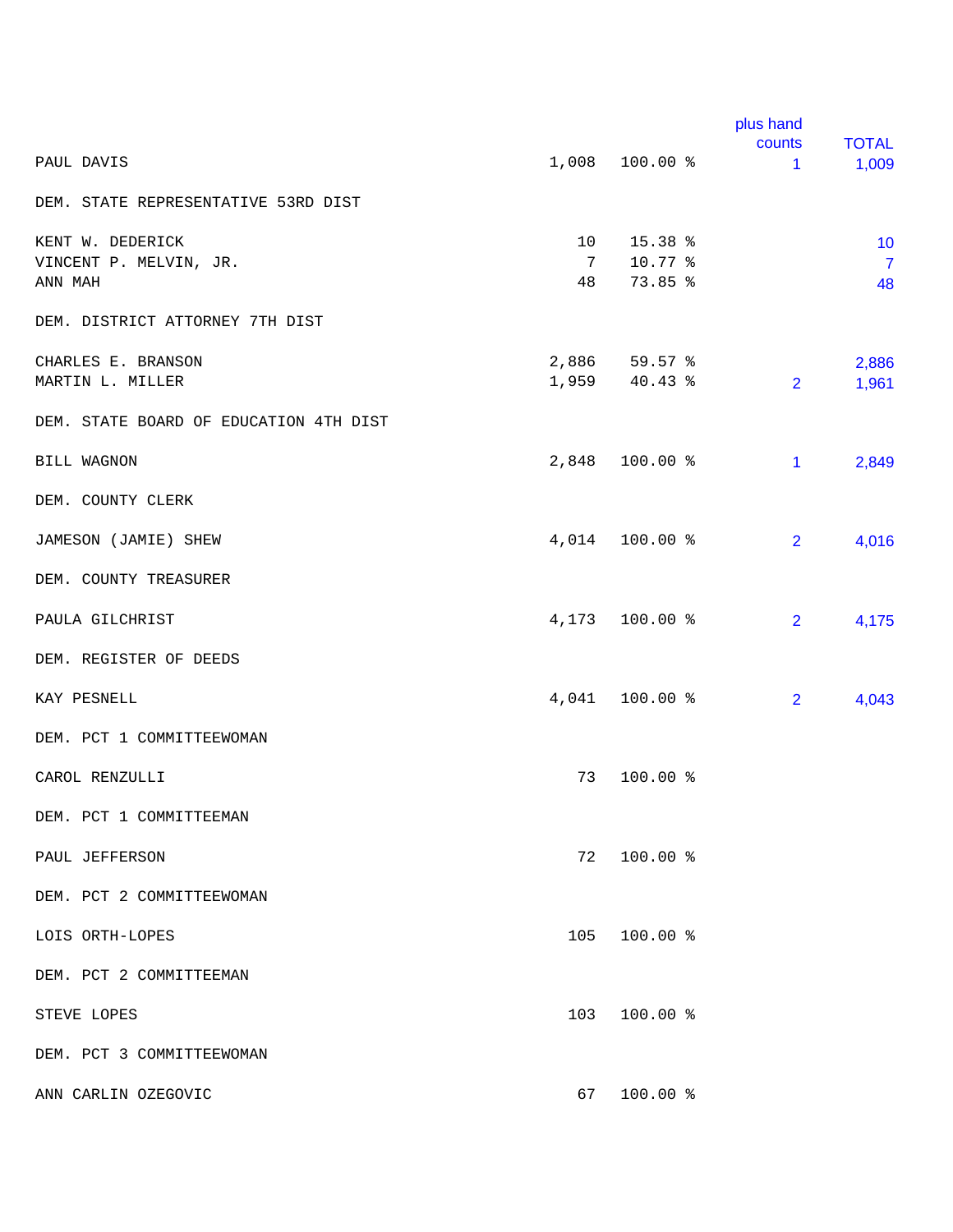| | | | plus hand counts | TOTAL |
|---|---|---|---|---|
| PAUL DAVIS | 1,008 | 100.00 % | 1 | 1,009 |
| **DEM. STATE REPRESENTATIVE 53RD DIST** | | | | |
| KENT W. DEDERICK | 10 | 15.38 % | | 10 |
| VINCENT P. MELVIN, JR. | 7 | 10.77 % | | 7 |
| ANN MAH | 48 | 73.85 % | | 48 |
| **DEM. DISTRICT ATTORNEY 7TH DIST** | | | | |
| CHARLES E. BRANSON | 2,886 | 59.57 % | | 2,886 |
| MARTIN L. MILLER | 1,959 | 40.43 % | 2 | 1,961 |
| **DEM. STATE BOARD OF EDUCATION 4TH DIST** | | | | |
| BILL WAGNON | 2,848 | 100.00 % | 1 | 2,849 |
| **DEM. COUNTY CLERK** | | | | |
| JAMESON (JAMIE) SHEW | 4,014 | 100.00 % | 2 | 4,016 |
| **DEM. COUNTY TREASURER** | | | | |
| PAULA GILCHRIST | 4,173 | 100.00 % | 2 | 4,175 |
| **DEM. REGISTER OF DEEDS** | | | | |
| KAY PESNELL | 4,041 | 100.00 % | 2 | 4,043 |
| **DEM. PCT 1 COMMITTEEWOMAN** | | | | |
| CAROL RENZULLI | 73 | 100.00 % | | |
| **DEM. PCT 1 COMMITTEEMAN** | | | | |
| PAUL JEFFERSON | 72 | 100.00 % | | |
| **DEM. PCT 2 COMMITTEEWOMAN** | | | | |
| LOIS ORTH-LOPES | 105 | 100.00 % | | |
| **DEM. PCT 2 COMMITTEEMAN** | | | | |
| STEVE LOPES | 103 | 100.00 % | | |
| **DEM. PCT 3 COMMITTEEWOMAN** | | | | |
| ANN CARLIN OZEGOVIC | 67 | 100.00 % | | |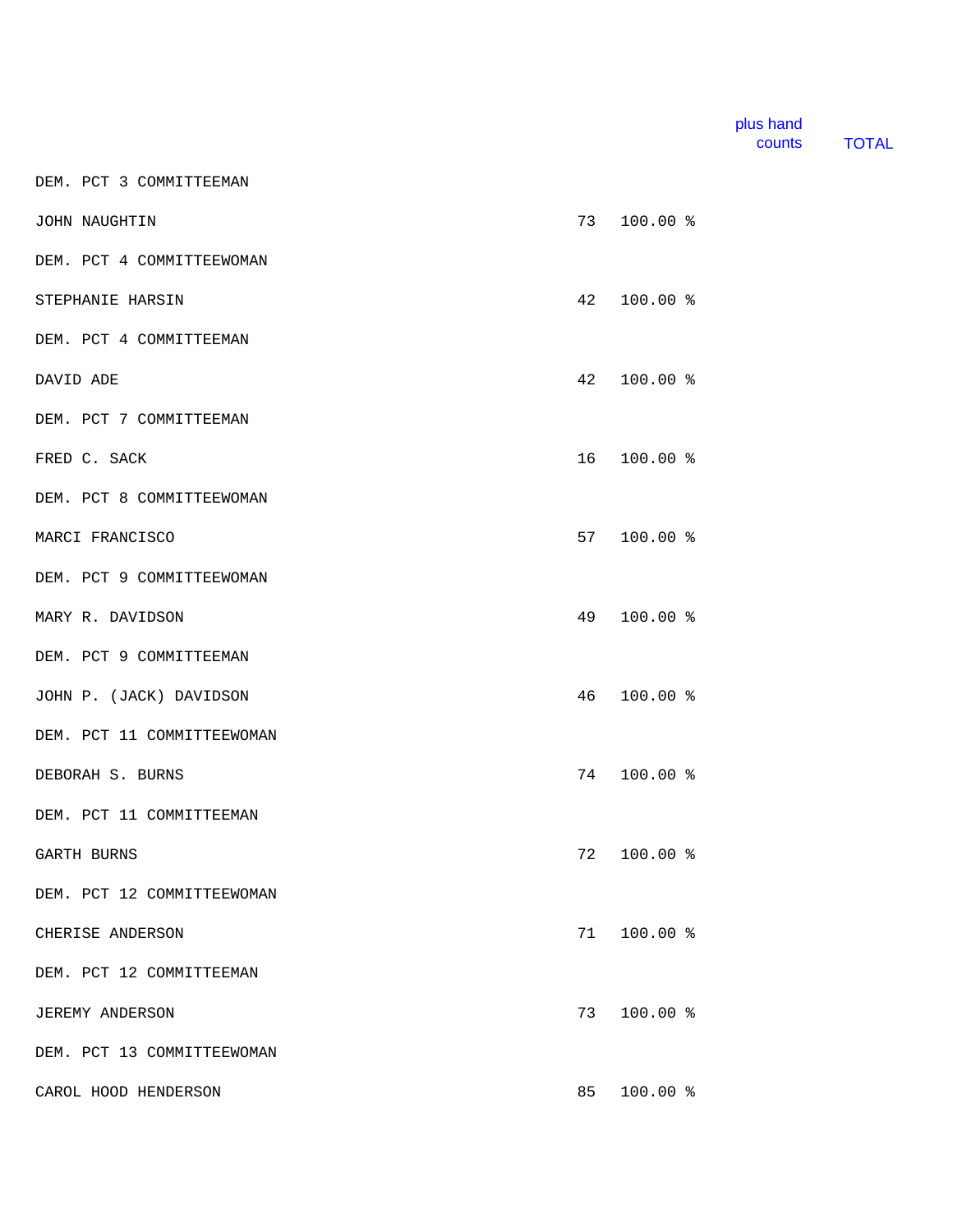| | | | plus hand counts | TOTAL |
|---|---|---|---|---|
| DEM. PCT 3 COMMITTEEMAN | | | | |
| JOHN NAUGHTIN | 73 | 100.00 % | | |
| DEM. PCT 4 COMMITTEEWOMAN | | | | |
| STEPHANIE HARSIN | 42 | 100.00 % | | |
| DEM. PCT 4 COMMITTEEMAN | | | | |
| DAVID ADE | 42 | 100.00 % | | |
| DEM. PCT 7 COMMITTEEMAN | | | | |
| FRED C. SACK | 16 | 100.00 % | | |
| DEM. PCT 8 COMMITTEEWOMAN | | | | |
| MARCI FRANCISCO | 57 | 100.00 % | | |
| DEM. PCT 9 COMMITTEEWOMAN | | | | |
| MARY R. DAVIDSON | 49 | 100.00 % | | |
| DEM. PCT 9 COMMITTEEMAN | | | | |
| JOHN P. (JACK) DAVIDSON | 46 | 100.00 % | | |
| DEM. PCT 11 COMMITTEEWOMAN | | | | |
| DEBORAH S. BURNS | 74 | 100.00 % | | |
| DEM. PCT 11 COMMITTEEMAN | | | | |
| GARTH BURNS | 72 | 100.00 % | | |
| DEM. PCT 12 COMMITTEEWOMAN | | | | |
| CHERISE ANDERSON | 71 | 100.00 % | | |
| DEM. PCT 12 COMMITTEEMAN | | | | |
| JEREMY ANDERSON | 73 | 100.00 % | | |
| DEM. PCT 13 COMMITTEEWOMAN | | | | |
| CAROL HOOD HENDERSON | 85 | 100.00 % | | |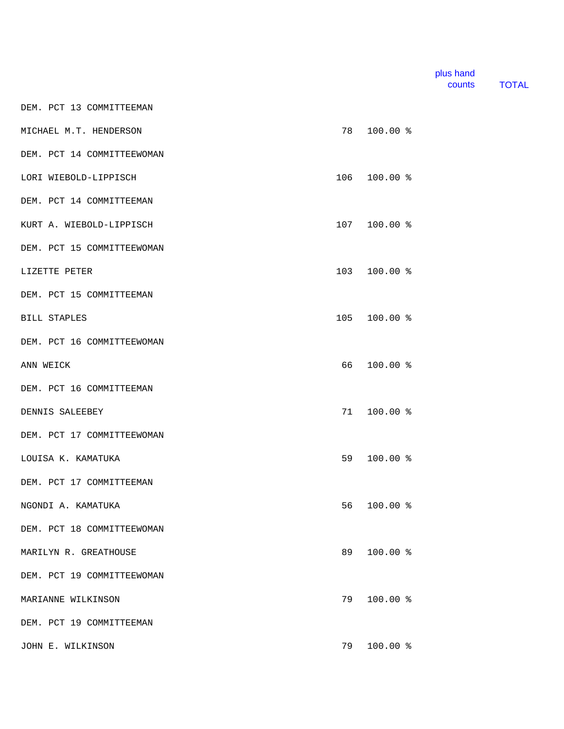| | | | plus hand counts | TOTAL |
|---|---|---|---|---|
| DEM. PCT 13 COMMITTEEMAN | | | | |
| MICHAEL M.T. HENDERSON | 78 | 100.00 % | | |
| DEM. PCT 14 COMMITTEEWOMAN | | | | |
| LORI WIEBOLD-LIPPISCH | 106 | 100.00 % | | |
| DEM. PCT 14 COMMITTEEMAN | | | | |
| KURT A. WIEBOLD-LIPPISCH | 107 | 100.00 % | | |
| DEM. PCT 15 COMMITTEEWOMAN | | | | |
| LIZETTE PETER | 103 | 100.00 % | | |
| DEM. PCT 15 COMMITTEEMAN | | | | |
| BILL STAPLES | 105 | 100.00 % | | |
| DEM. PCT 16 COMMITTEEWOMAN | | | | |
| ANN WEICK | 66 | 100.00 % | | |
| DEM. PCT 16 COMMITTEEMAN | | | | |
| DENNIS SALEEBEY | 71 | 100.00 % | | |
| DEM. PCT 17 COMMITTEEWOMAN | | | | |
| LOUISA K. KAMATUKA | 59 | 100.00 % | | |
| DEM. PCT 17 COMMITTEEMAN | | | | |
| NGONDI A. KAMATUKA | 56 | 100.00 % | | |
| DEM. PCT 18 COMMITTEEWOMAN | | | | |
| MARILYN R. GREATHOUSE | 89 | 100.00 % | | |
| DEM. PCT 19 COMMITTEEWOMAN | | | | |
| MARIANNE WILKINSON | 79 | 100.00 % | | |
| DEM. PCT 19 COMMITTEEMAN | | | | |
| JOHN E. WILKINSON | 79 | 100.00 % | | |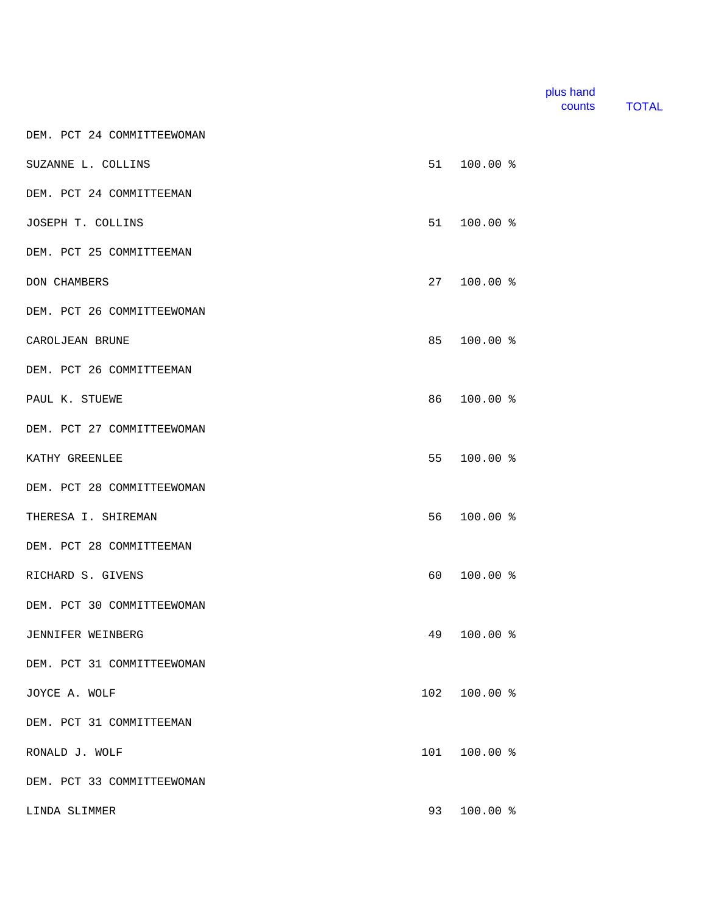| | | | plus hand counts | TOTAL |
|---|---|---|---|---|
| DEM. PCT 24 COMMITTEEWOMAN | | | | |
| SUZANNE L. COLLINS | 51 | 100.00 % | | |
| DEM. PCT 24 COMMITTEEMAN | | | | |
| JOSEPH T. COLLINS | 51 | 100.00 % | | |
| DEM. PCT 25 COMMITTEEMAN | | | | |
| DON CHAMBERS | 27 | 100.00 % | | |
| DEM. PCT 26 COMMITTEEWOMAN | | | | |
| CAROLJEAN BRUNE | 85 | 100.00 % | | |
| DEM. PCT 26 COMMITTEEMAN | | | | |
| PAUL K. STUEWE | 86 | 100.00 % | | |
| DEM. PCT 27 COMMITTEEWOMAN | | | | |
| KATHY GREENLEE | 55 | 100.00 % | | |
| DEM. PCT 28 COMMITTEEWOMAN | | | | |
| THERESA I. SHIREMAN | 56 | 100.00 % | | |
| DEM. PCT 28 COMMITTEEMAN | | | | |
| RICHARD S. GIVENS | 60 | 100.00 % | | |
| DEM. PCT 30 COMMITTEEWOMAN | | | | |
| JENNIFER WEINBERG | 49 | 100.00 % | | |
| DEM. PCT 31 COMMITTEEWOMAN | | | | |
| JOYCE A. WOLF | 102 | 100.00 % | | |
| DEM. PCT 31 COMMITTEEMAN | | | | |
| RONALD J. WOLF | 101 | 100.00 % | | |
| DEM. PCT 33 COMMITTEEWOMAN | | | | |
| LINDA SLIMMER | 93 | 100.00 % | | |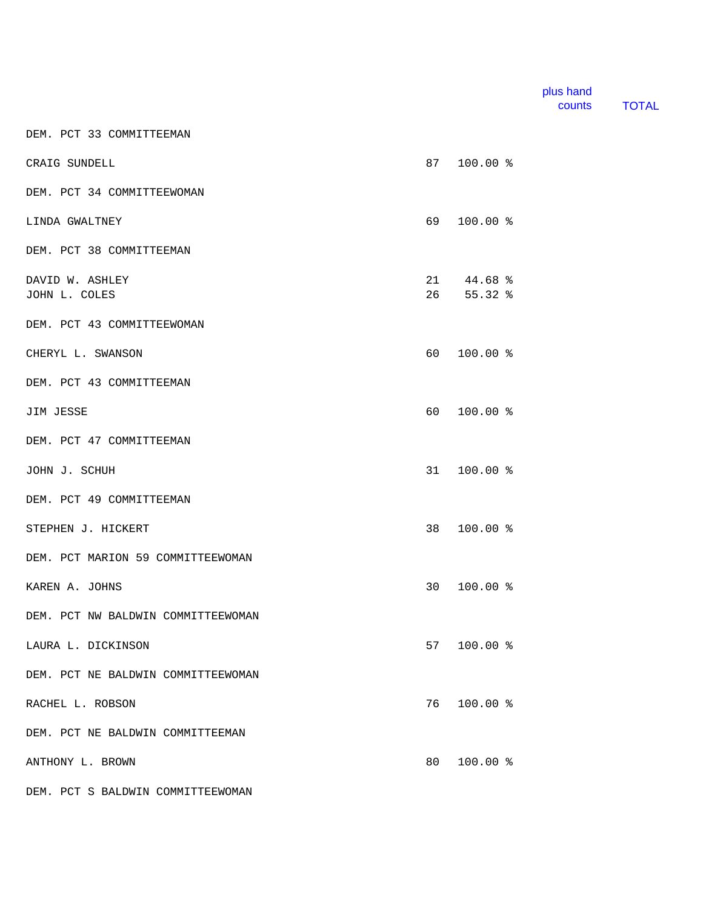| | | | plus hand counts | TOTAL |
|---|---|---|---|---|
| DEM. PCT 33 COMMITTEEMAN | | | | |
| CRAIG SUNDELL | 87 | 100.00 % | | |
| DEM. PCT 34 COMMITTEEWOMAN | | | | |
| LINDA GWALTNEY | 69 | 100.00 % | | |
| DEM. PCT 38 COMMITTEEMAN | | | | |
| DAVID W. ASHLEY | 21 | 44.68 % | | |
| JOHN L. COLES | 26 | 55.32 % | | |
| DEM. PCT 43 COMMITTEEWOMAN | | | | |
| CHERYL L. SWANSON | 60 | 100.00 % | | |
| DEM. PCT 43 COMMITTEEMAN | | | | |
| JIM JESSE | 60 | 100.00 % | | |
| DEM. PCT 47 COMMITTEEMAN | | | | |
| JOHN J. SCHUH | 31 | 100.00 % | | |
| DEM. PCT 49 COMMITTEEMAN | | | | |
| STEPHEN J. HICKERT | 38 | 100.00 % | | |
| DEM. PCT MARION 59 COMMITTEEWOMAN | | | | |
| KAREN A. JOHNS | 30 | 100.00 % | | |
| DEM. PCT NW BALDWIN COMMITTEEWOMAN | | | | |
| LAURA L. DICKINSON | 57 | 100.00 % | | |
| DEM. PCT NE BALDWIN COMMITTEEWOMAN | | | | |
| RACHEL L. ROBSON | 76 | 100.00 % | | |
| DEM. PCT NE BALDWIN COMMITTEEMAN | | | | |
| ANTHONY L. BROWN | 80 | 100.00 % | | |
| DEM. PCT S BALDWIN COMMITTEEWOMAN | | | | |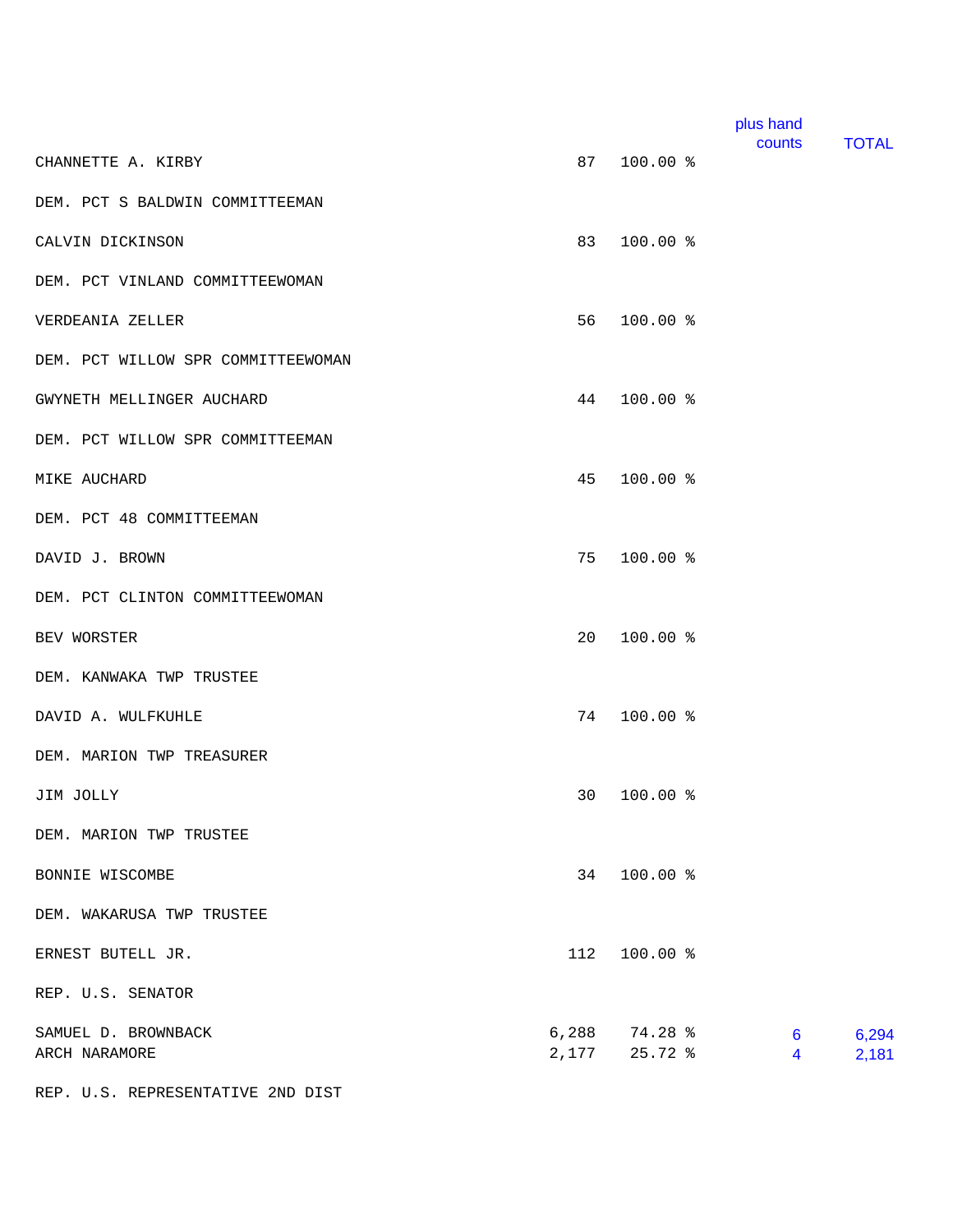| | | | plus hand counts | TOTAL |
|---|---|---|---|---|
| CHANNETTE A. KIRBY | 87 | 100.00 % | | |
| **DEM. PCT S BALDWIN COMMITTEEMAN** | | | | |
| CALVIN DICKINSON | 83 | 100.00 % | | |
| **DEM. PCT VINLAND COMMITTEEWOMAN** | | | | |
| VERDEANIA ZELLER | 56 | 100.00 % | | |
| **DEM. PCT WILLOW SPR COMMITTEEWOMAN** | | | | |
| GWYNETH MELLINGER AUCHARD | 44 | 100.00 % | | |
| **DEM. PCT WILLOW SPR COMMITTEEMAN** | | | | |
| MIKE AUCHARD | 45 | 100.00 % | | |
| **DEM. PCT 48 COMMITTEEMAN** | | | | |
| DAVID J. BROWN | 75 | 100.00 % | | |
| **DEM. PCT CLINTON COMMITTEEWOMAN** | | | | |
| BEV WORSTER | 20 | 100.00 % | | |
| **DEM. KANWAKA TWP TRUSTEE** | | | | |
| DAVID A. WULFKUHLE | 74 | 100.00 % | | |
| **DEM. MARION TWP TREASURER** | | | | |
| JIM JOLLY | 30 | 100.00 % | | |
| **DEM. MARION TWP TRUSTEE** | | | | |
| BONNIE WISCOMBE | 34 | 100.00 % | | |
| **DEM. WAKARUSA TWP TRUSTEE** | | | | |
| ERNEST BUTELL JR. | 112 | 100.00 % | | |
| **REP. U.S. SENATOR** | | | | |
| SAMUEL D. BROWNBACK | 6,288 | 74.28 % | 6 | 6,294 |
| ARCH NARAMORE | 2,177 | 25.72 % | 4 | 2,181 |
| **REP. U.S. REPRESENTATIVE 2ND DIST** | | | | |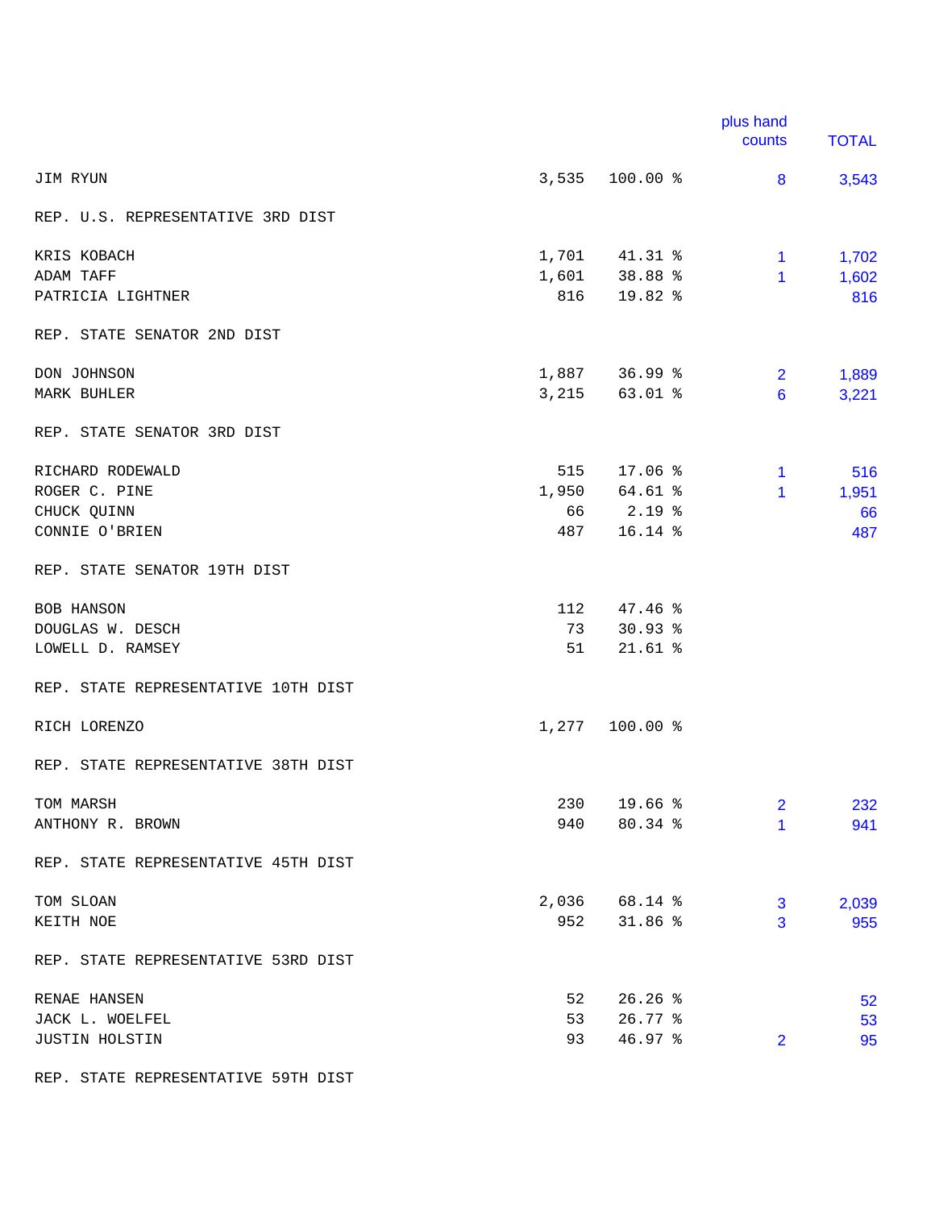| | | | plus hand counts | TOTAL |
|---|---|---|---|---|
| JIM RYUN | 3,535 | 100.00 % | 8 | 3,543 |
| **REP. U.S. REPRESENTATIVE 3RD DIST** | | | | |
| KRIS KOBACH | 1,701 | 41.31 % | 1 | 1,702 |
| ADAM TAFF | 1,601 | 38.88 % | 1 | 1,602 |
| PATRICIA LIGHTNER | 816 | 19.82 % | | 816 |
| **REP. STATE SENATOR 2ND DIST** | | | | |
| DON JOHNSON | 1,887 | 36.99 % | 2 | 1,889 |
| MARK BUHLER | 3,215 | 63.01 % | 6 | 3,221 |
| **REP. STATE SENATOR 3RD DIST** | | | | |
| RICHARD RODEWALD | 515 | 17.06 % | 1 | 516 |
| ROGER C. PINE | 1,950 | 64.61 % | 1 | 1,951 |
| CHUCK QUINN | 66 | 2.19 % | | 66 |
| CONNIE O'BRIEN | 487 | 16.14 % | | 487 |
| **REP. STATE SENATOR 19TH DIST** | | | | |
| BOB HANSON | 112 | 47.46 % | | |
| DOUGLAS W. DESCH | 73 | 30.93 % | | |
| LOWELL D. RAMSEY | 51 | 21.61 % | | |
| **REP. STATE REPRESENTATIVE 10TH DIST** | | | | |
| RICH LORENZO | 1,277 | 100.00 % | | |
| **REP. STATE REPRESENTATIVE 38TH DIST** | | | | |
| TOM MARSH | 230 | 19.66 % | 2 | 232 |
| ANTHONY R. BROWN | 940 | 80.34 % | 1 | 941 |
| **REP. STATE REPRESENTATIVE 45TH DIST** | | | | |
| TOM SLOAN | 2,036 | 68.14 % | 3 | 2,039 |
| KEITH NOE | 952 | 31.86 % | 3 | 955 |
| **REP. STATE REPRESENTATIVE 53RD DIST** | | | | |
| RENAE HANSEN | 52 | 26.26 % | | 52 |
| JACK L. WOELFEL | 53 | 26.77 % | | 53 |
| JUSTIN HOLSTIN | 93 | 46.97 % | 2 | 95 |
| **REP. STATE REPRESENTATIVE 59TH DIST** | | | | |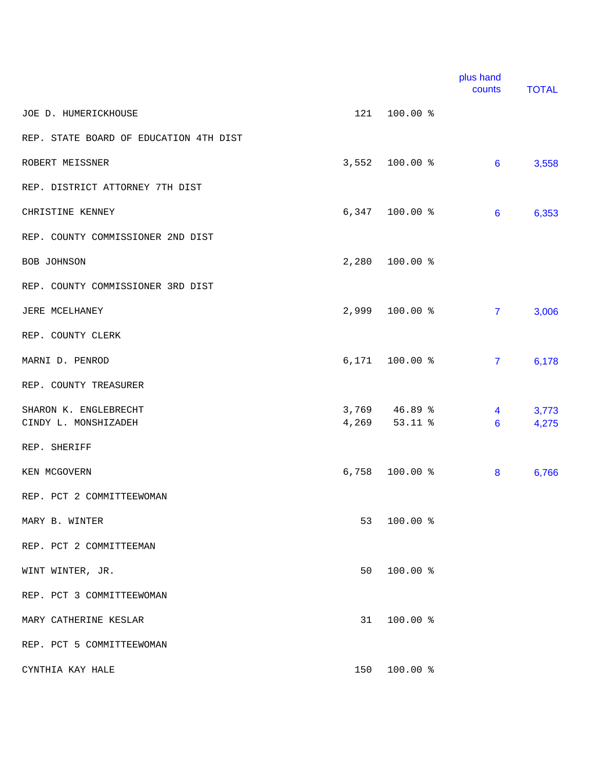| | | | plus hand counts | TOTAL |
|---|---|---|---|---|
| JOE D. HUMERICKHOUSE | 121 | 100.00 % | | |
| **REP. STATE BOARD OF EDUCATION 4TH DIST** | | | | |
| ROBERT MEISSNER | 3,552 | 100.00 % | 6 | 3,558 |
| **REP. DISTRICT ATTORNEY 7TH DIST** | | | | |
| CHRISTINE KENNEY | 6,347 | 100.00 % | 6 | 6,353 |
| **REP. COUNTY COMMISSIONER 2ND DIST** | | | | |
| BOB JOHNSON | 2,280 | 100.00 % | | |
| **REP. COUNTY COMMISSIONER 3RD DIST** | | | | |
| JERE MCELHANEY | 2,999 | 100.00 % | 7 | 3,006 |
| **REP. COUNTY CLERK** | | | | |
| MARNI D. PENROD | 6,171 | 100.00 % | 7 | 6,178 |
| **REP. COUNTY TREASURER** | | | | |
| SHARON K. ENGLEBRECHT | 3,769 | 46.89 % | 4 | 3,773 |
| CINDY L. MONSHIZADEH | 4,269 | 53.11 % | 6 | 4,275 |
| **REP. SHERIFF** | | | | |
| KEN MCGOVERN | 6,758 | 100.00 % | 8 | 6,766 |
| **REP. PCT 2 COMMITTEEWOMAN** | | | | |
| MARY B. WINTER | 53 | 100.00 % | | |
| **REP. PCT 2 COMMITTEEMAN** | | | | |
| WINT WINTER, JR. | 50 | 100.00 % | | |
| **REP. PCT 3 COMMITTEEWOMAN** | | | | |
| MARY CATHERINE KESLAR | 31 | 100.00 % | | |
| **REP. PCT 5 COMMITTEEWOMAN** | | | | |
| CYNTHIA KAY HALE | 150 | 100.00 % | | |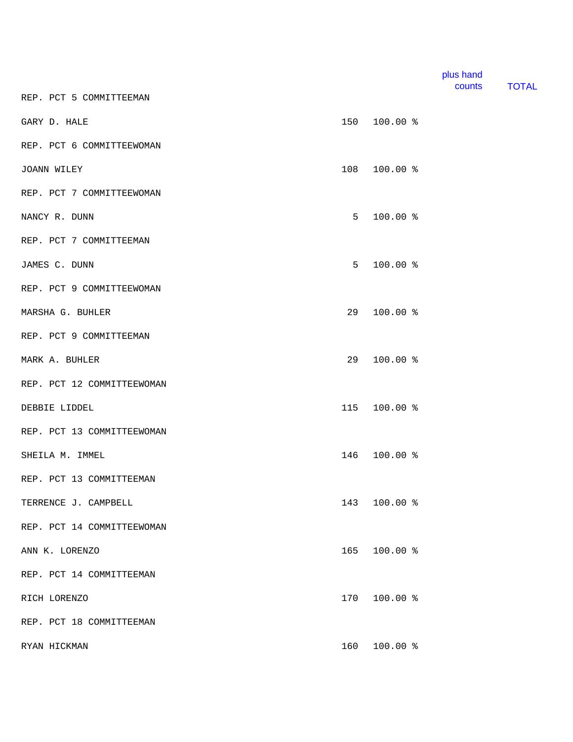| | | | plus hand counts | TOTAL |
|---|---|---|---|---|
| REP. PCT 5 COMMITTEEMAN | | | | |
| GARY D. HALE | 150 | 100.00 % | | |
| REP. PCT 6 COMMITTEEWOMAN | | | | |
| JOANN WILEY | 108 | 100.00 % | | |
| REP. PCT 7 COMMITTEEWOMAN | | | | |
| NANCY R. DUNN | 5 | 100.00 % | | |
| REP. PCT 7 COMMITTEEMAN | | | | |
| JAMES C. DUNN | 5 | 100.00 % | | |
| REP. PCT 9 COMMITTEEWOMAN | | | | |
| MARSHA G. BUHLER | 29 | 100.00 % | | |
| REP. PCT 9 COMMITTEEMAN | | | | |
| MARK A. BUHLER | 29 | 100.00 % | | |
| REP. PCT 12 COMMITTEEWOMAN | | | | |
| DEBBIE LIDDEL | 115 | 100.00 % | | |
| REP. PCT 13 COMMITTEEWOMAN | | | | |
| SHEILA M. IMMEL | 146 | 100.00 % | | |
| REP. PCT 13 COMMITTEEMAN | | | | |
| TERRENCE J. CAMPBELL | 143 | 100.00 % | | |
| REP. PCT 14 COMMITTEEWOMAN | | | | |
| ANN K. LORENZO | 165 | 100.00 % | | |
| REP. PCT 14 COMMITTEEMAN | | | | |
| RICH LORENZO | 170 | 100.00 % | | |
| REP. PCT 18 COMMITTEEMAN | | | | |
| RYAN HICKMAN | 160 | 100.00 % | | |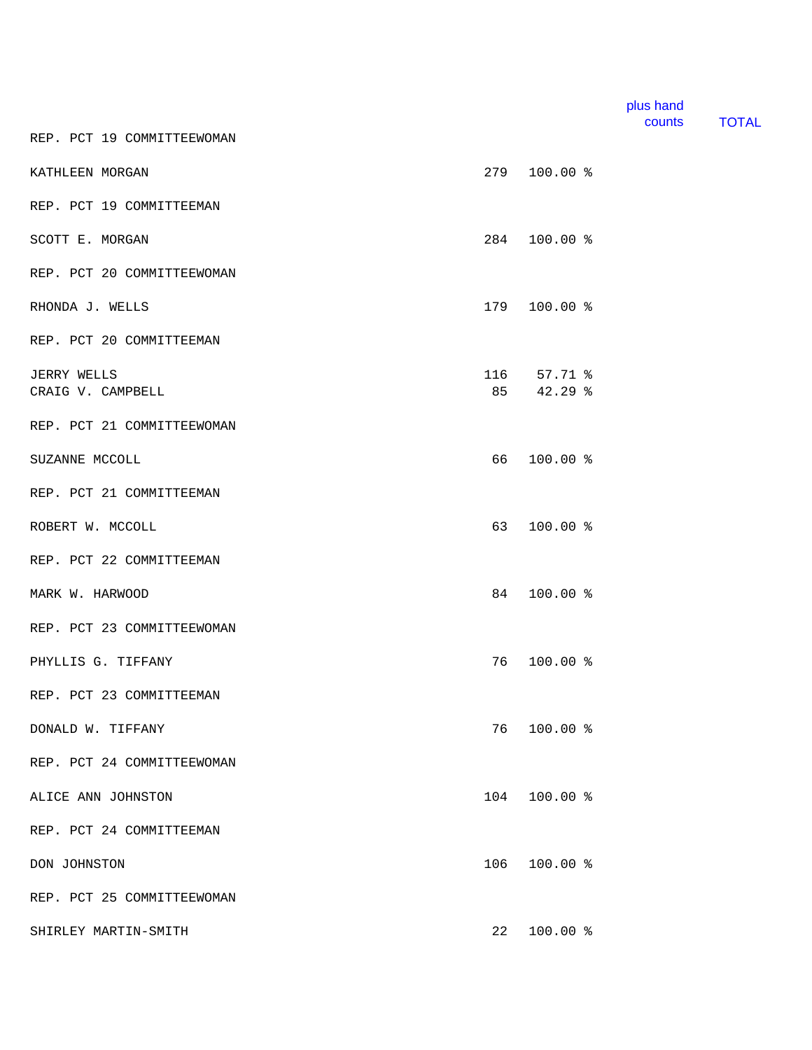| | | | plus hand counts | TOTAL |
|---|---|---|---|---|
| **REP. PCT 19 COMMITTEEWOMAN** | | | | |
| KATHLEEN MORGAN | 279 | 100.00 % | | |
| **REP. PCT 19 COMMITTEEMAN** | | | | |
| SCOTT E. MORGAN | 284 | 100.00 % | | |
| **REP. PCT 20 COMMITTEEWOMAN** | | | | |
| RHONDA J. WELLS | 179 | 100.00 % | | |
| **REP. PCT 20 COMMITTEEMAN** | | | | |
| JERRY WELLS | 116 | 57.71 % | | |
| CRAIG V. CAMPBELL | 85 | 42.29 % | | |
| **REP. PCT 21 COMMITTEEWOMAN** | | | | |
| SUZANNE MCCOLL | 66 | 100.00 % | | |
| **REP. PCT 21 COMMITTEEMAN** | | | | |
| ROBERT W. MCCOLL | 63 | 100.00 % | | |
| **REP. PCT 22 COMMITTEEMAN** | | | | |
| MARK W. HARWOOD | 84 | 100.00 % | | |
| **REP. PCT 23 COMMITTEEWOMAN** | | | | |
| PHYLLIS G. TIFFANY | 76 | 100.00 % | | |
| **REP. PCT 23 COMMITTEEMAN** | | | | |
| DONALD W. TIFFANY | 76 | 100.00 % | | |
| **REP. PCT 24 COMMITTEEWOMAN** | | | | |
| ALICE ANN JOHNSTON | 104 | 100.00 % | | |
| **REP. PCT 24 COMMITTEEMAN** | | | | |
| DON JOHNSTON | 106 | 100.00 % | | |
| **REP. PCT 25 COMMITTEEWOMAN** | | | | |
| SHIRLEY MARTIN-SMITH | 22 | 100.00 % | | |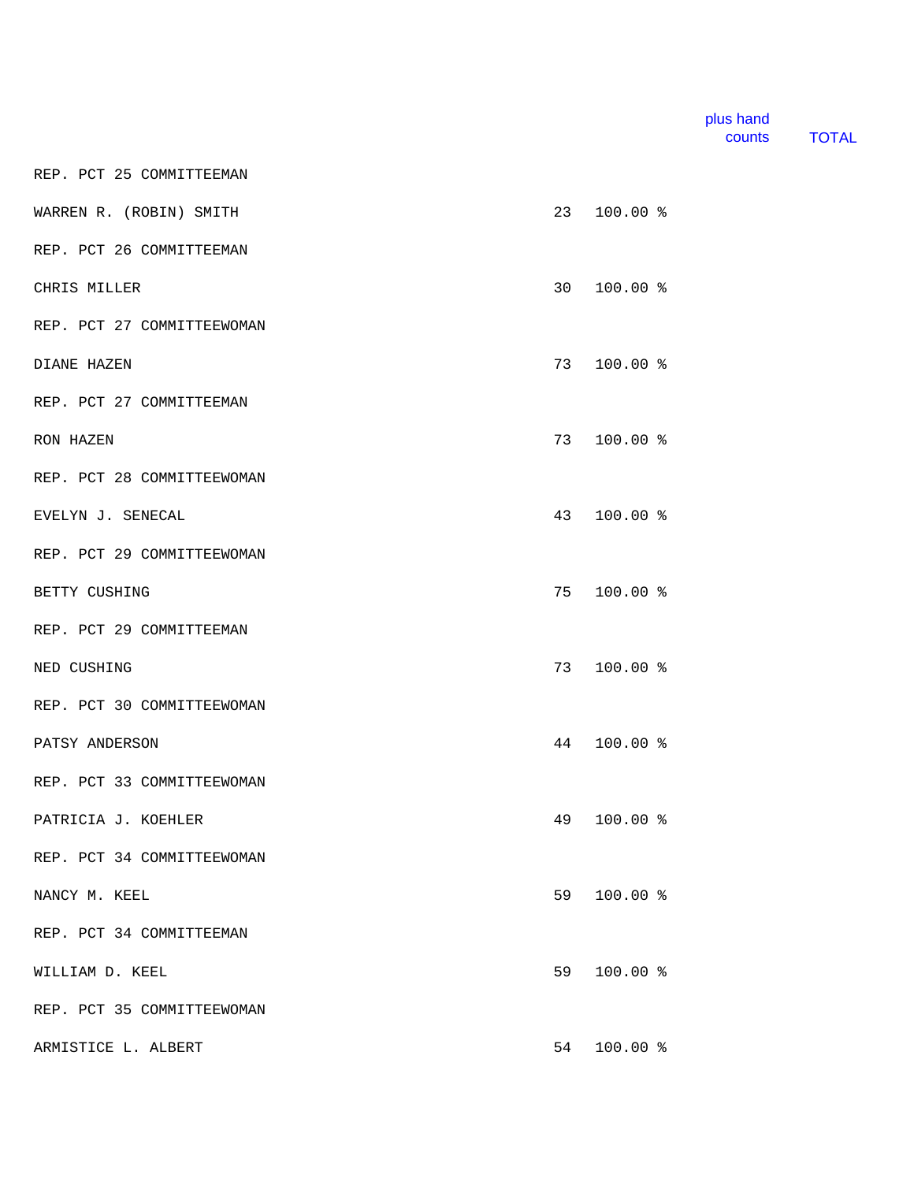| | | | plus hand counts | TOTAL |
|---|---|---|---|---|
| REP. PCT 25 COMMITTEEMAN | | | | |
| WARREN R. (ROBIN) SMITH | 23 | 100.00 % | | |
| REP. PCT 26 COMMITTEEMAN | | | | |
| CHRIS MILLER | 30 | 100.00 % | | |
| REP. PCT 27 COMMITTEEWOMAN | | | | |
| DIANE HAZEN | 73 | 100.00 % | | |
| REP. PCT 27 COMMITTEEMAN | | | | |
| RON HAZEN | 73 | 100.00 % | | |
| REP. PCT 28 COMMITTEEWOMAN | | | | |
| EVELYN J. SENECAL | 43 | 100.00 % | | |
| REP. PCT 29 COMMITTEEWOMAN | | | | |
| BETTY CUSHING | 75 | 100.00 % | | |
| REP. PCT 29 COMMITTEEMAN | | | | |
| NED CUSHING | 73 | 100.00 % | | |
| REP. PCT 30 COMMITTEEWOMAN | | | | |
| PATSY ANDERSON | 44 | 100.00 % | | |
| REP. PCT 33 COMMITTEEWOMAN | | | | |
| PATRICIA J. KOEHLER | 49 | 100.00 % | | |
| REP. PCT 34 COMMITTEEWOMAN | | | | |
| NANCY M. KEEL | 59 | 100.00 % | | |
| REP. PCT 34 COMMITTEEMAN | | | | |
| WILLIAM D. KEEL | 59 | 100.00 % | | |
| REP. PCT 35 COMMITTEEWOMAN | | | | |
| ARMISTICE L. ALBERT | 54 | 100.00 % | | |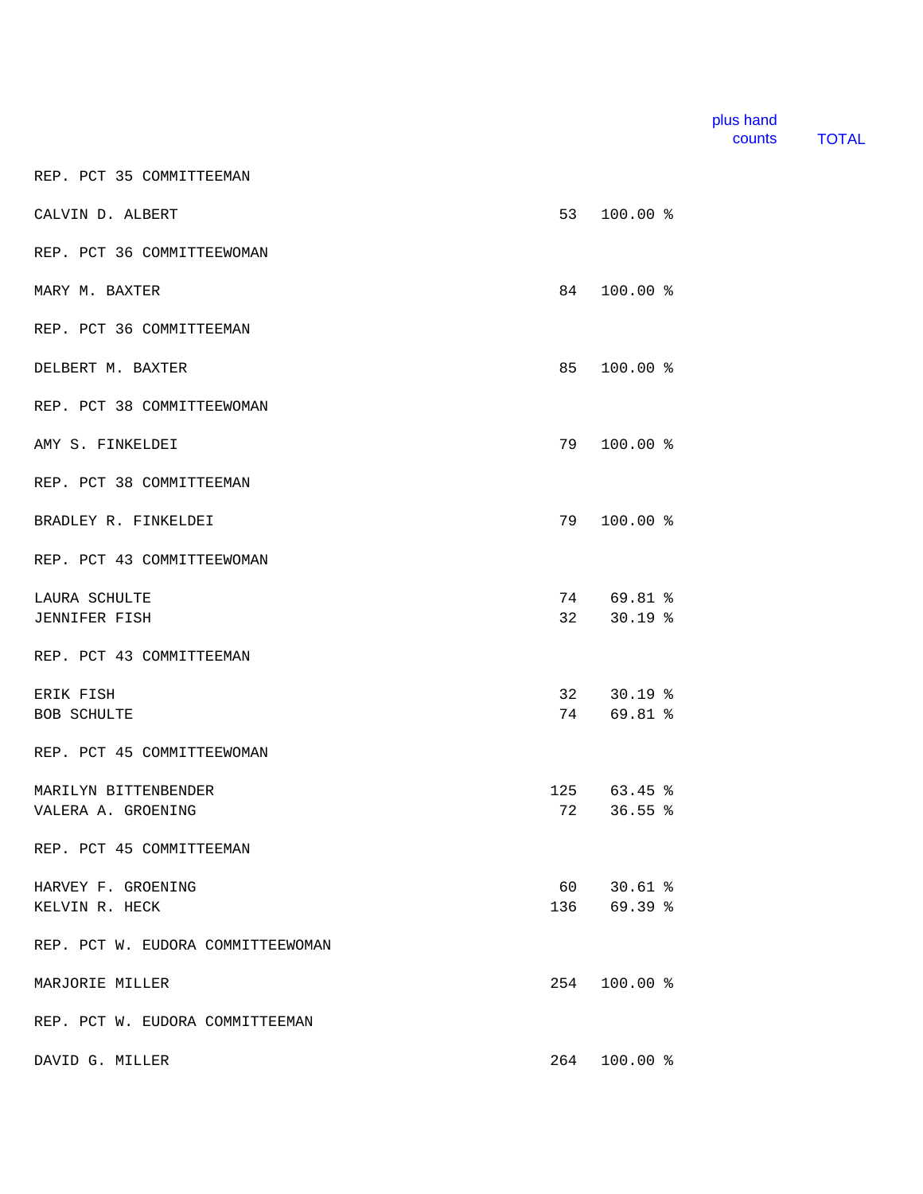| | | | plus hand counts | TOTAL |
|---|---|---|---|---|
| REP. PCT 35 COMMITTEEMAN | | | | |
| CALVIN D. ALBERT | 53 | 100.00 % | | |
| REP. PCT 36 COMMITTEEWOMAN | | | | |
| MARY M. BAXTER | 84 | 100.00 % | | |
| REP. PCT 36 COMMITTEEMAN | | | | |
| DELBERT M. BAXTER | 85 | 100.00 % | | |
| REP. PCT 38 COMMITTEEWOMAN | | | | |
| AMY S. FINKELDEI | 79 | 100.00 % | | |
| REP. PCT 38 COMMITTEEMAN | | | | |
| BRADLEY R. FINKELDEI | 79 | 100.00 % | | |
| REP. PCT 43 COMMITTEEWOMAN | | | | |
| LAURA SCHULTE | 74 | 69.81 % | | |
| JENNIFER FISH | 32 | 30.19 % | | |
| REP. PCT 43 COMMITTEEMAN | | | | |
| ERIK FISH | 32 | 30.19 % | | |
| BOB SCHULTE | 74 | 69.81 % | | |
| REP. PCT 45 COMMITTEEWOMAN | | | | |
| MARILYN BITTENBENDER | 125 | 63.45 % | | |
| VALERA A. GROENING | 72 | 36.55 % | | |
| REP. PCT 45 COMMITTEEMAN | | | | |
| HARVEY F. GROENING | 60 | 30.61 % | | |
| KELVIN R. HECK | 136 | 69.39 % | | |
| REP. PCT W. EUDORA COMMITTEEWOMAN | | | | |
| MARJORIE MILLER | 254 | 100.00 % | | |
| REP. PCT W. EUDORA COMMITTEEMAN | | | | |
| DAVID G. MILLER | 264 | 100.00 % | | |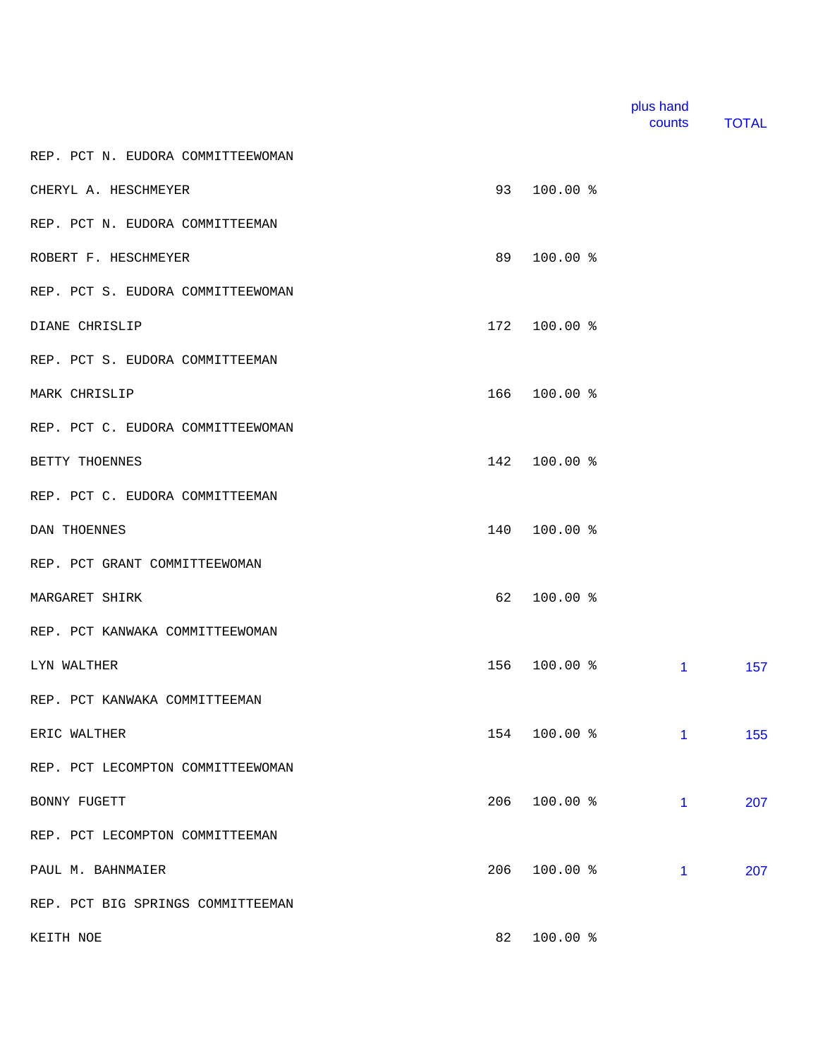| | | | plus hand counts | TOTAL |
|---|---|---|---|---|
| REP. PCT N. EUDORA COMMITTEEWOMAN | | | | |
| CHERYL A. HESCHMEYER | 93 | 100.00 % | | |
| REP. PCT N. EUDORA COMMITTEEMAN | | | | |
| ROBERT F. HESCHMEYER | 89 | 100.00 % | | |
| REP. PCT S. EUDORA COMMITTEEWOMAN | | | | |
| DIANE CHRISLIP | 172 | 100.00 % | | |
| REP. PCT S. EUDORA COMMITTEEMAN | | | | |
| MARK CHRISLIP | 166 | 100.00 % | | |
| REP. PCT C. EUDORA COMMITTEEWOMAN | | | | |
| BETTY THOENNES | 142 | 100.00 % | | |
| REP. PCT C. EUDORA COMMITTEEMAN | | | | |
| DAN THOENNES | 140 | 100.00 % | | |
| REP. PCT GRANT COMMITTEEWOMAN | | | | |
| MARGARET SHIRK | 62 | 100.00 % | | |
| REP. PCT KANWAKA COMMITTEEWOMAN | | | | |
| LYN WALTHER | 156 | 100.00 % | 1 | 157 |
| REP. PCT KANWAKA COMMITTEEMAN | | | | |
| ERIC WALTHER | 154 | 100.00 % | 1 | 155 |
| REP. PCT LECOMPTON COMMITTEEWOMAN | | | | |
| BONNY FUGETT | 206 | 100.00 % | 1 | 207 |
| REP. PCT LECOMPTON COMMITTEEMAN | | | | |
| PAUL M. BAHNMAIER | 206 | 100.00 % | 1 | 207 |
| REP. PCT BIG SPRINGS COMMITTEEMAN | | | | |
| KEITH NOE | 82 | 100.00 % | | |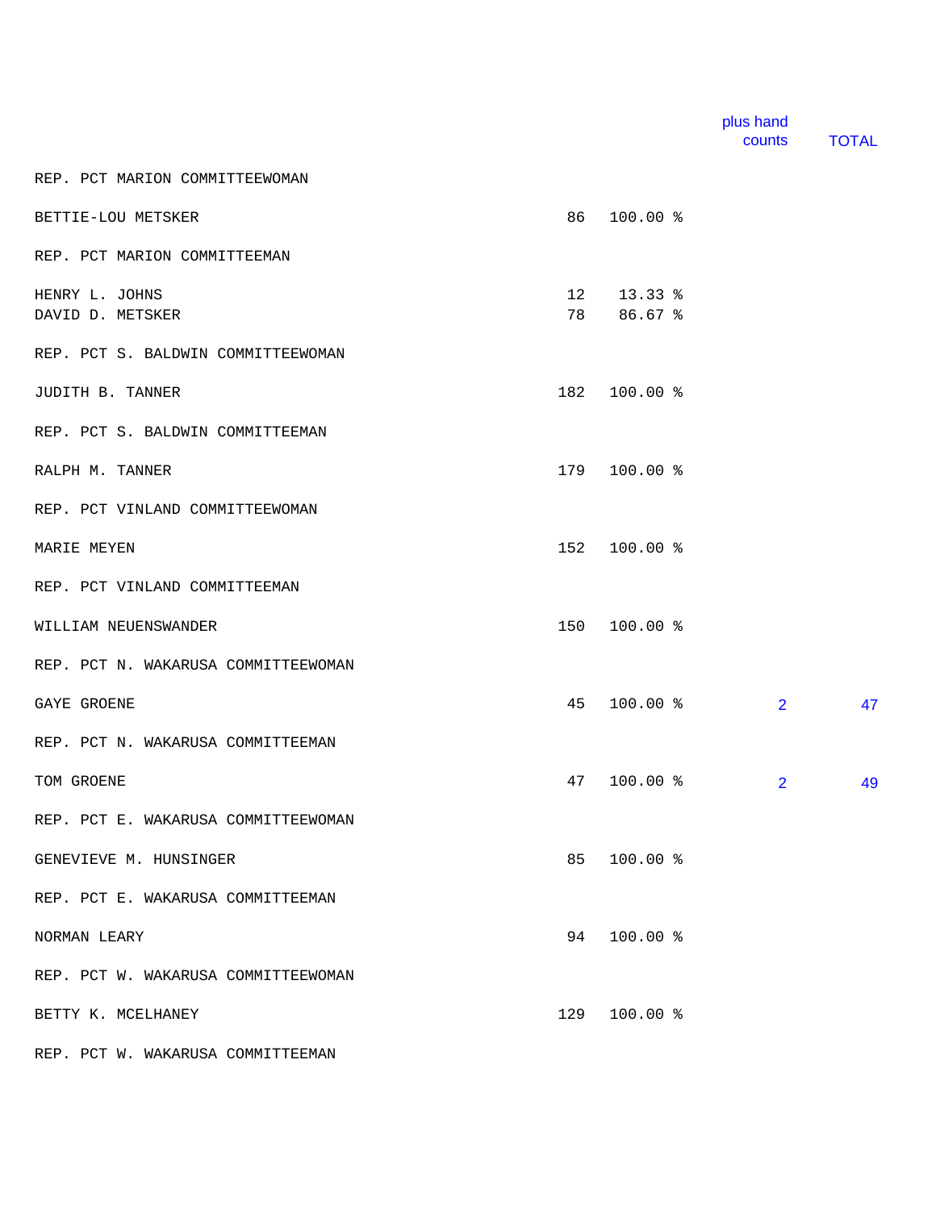| | | | plus hand counts | TOTAL |
|---|---|---|---|---|
| REP. PCT MARION COMMITTEEWOMAN | | | | |
| BETTIE-LOU METSKER | 86 | 100.00 % | | |
| REP. PCT MARION COMMITTEEMAN | | | | |
| HENRY L. JOHNS | 12 | 13.33 % | | |
| DAVID D. METSKER | 78 | 86.67 % | | |
| REP. PCT S. BALDWIN COMMITTEEWOMAN | | | | |
| JUDITH B. TANNER | 182 | 100.00 % | | |
| REP. PCT S. BALDWIN COMMITTEEMAN | | | | |
| RALPH M. TANNER | 179 | 100.00 % | | |
| REP. PCT VINLAND COMMITTEEWOMAN | | | | |
| MARIE MEYEN | 152 | 100.00 % | | |
| REP. PCT VINLAND COMMITTEEMAN | | | | |
| WILLIAM NEUENSWANDER | 150 | 100.00 % | | |
| REP. PCT N. WAKARUSA COMMITTEEWOMAN | | | | |
| GAYE GROENE | 45 | 100.00 % | 2 | 47 |
| REP. PCT N. WAKARUSA COMMITTEEMAN | | | | |
| TOM GROENE | 47 | 100.00 % | 2 | 49 |
| REP. PCT E. WAKARUSA COMMITTEEWOMAN | | | | |
| GENEVIEVE M. HUNSINGER | 85 | 100.00 % | | |
| REP. PCT E. WAKARUSA COMMITTEEMAN | | | | |
| NORMAN LEARY | 94 | 100.00 % | | |
| REP. PCT W. WAKARUSA COMMITTEEWOMAN | | | | |
| BETTY K. MCELHANEY | 129 | 100.00 % | | |
| REP. PCT W. WAKARUSA COMMITTEEMAN | | | | |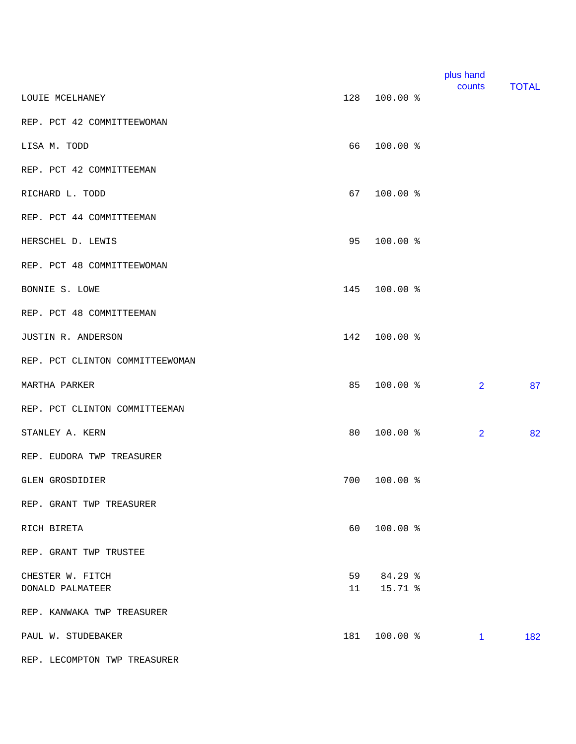| | | | plus hand counts | TOTAL |
|---|---|---|---|---|
| LOUIE MCELHANEY | 128 | 100.00 % | | |
| **REP. PCT 42 COMMITTEEWOMAN** | | | | |
| LISA M. TODD | 66 | 100.00 % | | |
| **REP. PCT 42 COMMITTEEMAN** | | | | |
| RICHARD L. TODD | 67 | 100.00 % | | |
| **REP. PCT 44 COMMITTEEMAN** | | | | |
| HERSCHEL D. LEWIS | 95 | 100.00 % | | |
| **REP. PCT 48 COMMITTEEWOMAN** | | | | |
| BONNIE S. LOWE | 145 | 100.00 % | | |
| **REP. PCT 48 COMMITTEEMAN** | | | | |
| JUSTIN R. ANDERSON | 142 | 100.00 % | | |
| **REP. PCT CLINTON COMMITTEEWOMAN** | | | | |
| MARTHA PARKER | 85 | 100.00 % | 2 | 87 |
| **REP. PCT CLINTON COMMITTEEMAN** | | | | |
| STANLEY A. KERN | 80 | 100.00 % | 2 | 82 |
| **REP. EUDORA TWP TREASURER** | | | | |
| GLEN GROSDIDIER | 700 | 100.00 % | | |
| **REP. GRANT TWP TREASURER** | | | | |
| RICH BIRETA | 60 | 100.00 % | | |
| **REP. GRANT TWP TRUSTEE** | | | | |
| CHESTER W. FITCH | 59 | 84.29 % | | |
| DONALD PALMATEER | 11 | 15.71 % | | |
| **REP. KANWAKA TWP TREASURER** | | | | |
| PAUL W. STUDEBAKER | 181 | 100.00 % | 1 | 182 |
| **REP. LECOMPTON TWP TREASURER** | | | | |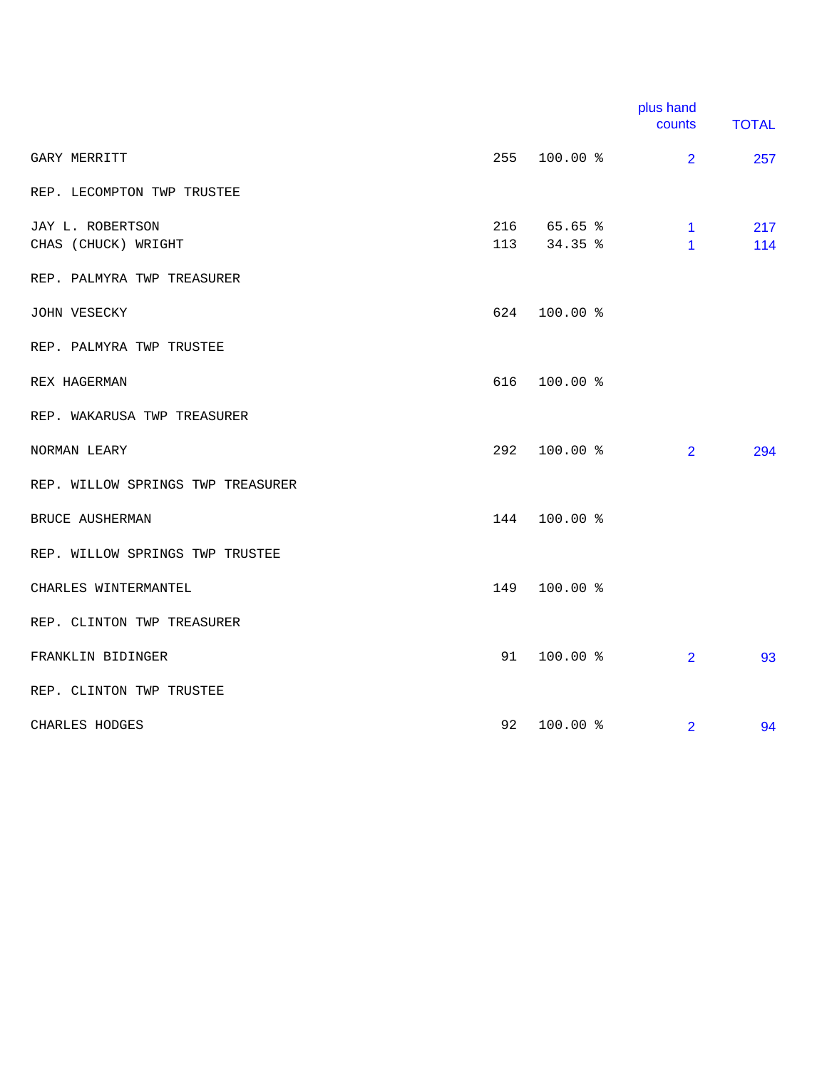| | | | plus hand counts | TOTAL |
|---|---|---|---|---|
| GARY MERRITT | 255 | 100.00 % | 2 | 257 |
| REP. LECOMPTON TWP TRUSTEE | | | | |
| JAY L. ROBERTSON | 216 | 65.65 % | 1 | 217 |
| CHAS (CHUCK) WRIGHT | 113 | 34.35 % | 1 | 114 |
| REP. PALMYRA TWP TREASURER | | | | |
| JOHN VESECKY | 624 | 100.00 % | | |
| REP. PALMYRA TWP TRUSTEE | | | | |
| REX HAGERMAN | 616 | 100.00 % | | |
| REP. WAKARUSA TWP TREASURER | | | | |
| NORMAN LEARY | 292 | 100.00 % | 2 | 294 |
| REP. WILLOW SPRINGS TWP TREASURER | | | | |
| BRUCE AUSHERMAN | 144 | 100.00 % | | |
| REP. WILLOW SPRINGS TWP TRUSTEE | | | | |
| CHARLES WINTERMANTEL | 149 | 100.00 % | | |
| REP. CLINTON TWP TREASURER | | | | |
| FRANKLIN BIDINGER | 91 | 100.00 % | 2 | 93 |
| REP. CLINTON TWP TRUSTEE | | | | |
| CHARLES HODGES | 92 | 100.00 % | 2 | 94 |